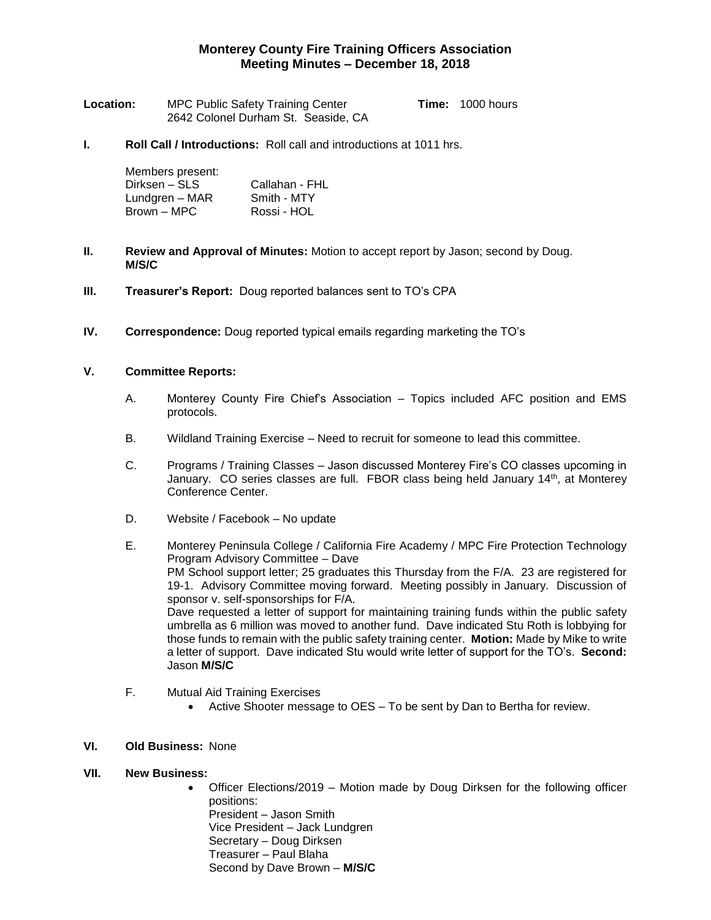# Monterey County Fire Training Officers Association
## Meeting Minutes – December 18, 2018

**Location:** MPC Public Safety Training Center
2642 Colonel Durham St. Seaside, CA

**Time:** 1000 hours

**I. Roll Call / Introductions:** Roll call and introductions at 1011 hrs.

Members present:

| | |
|---|---|
| Dirksen – SLS | Callahan - FHL |
| Lundgren – MAR | Smith - MTY |
| Brown – MPC | Rossi - HOL |

**II. Review and Approval of Minutes:** Motion to accept report by Jason; second by Doug. **M/S/C**

**III. Treasurer's Report:** Doug reported balances sent to TO's CPA

**IV. Correspondence:** Doug reported typical emails regarding marketing the TO's

**V. Committee Reports:**

A. Monterey County Fire Chief's Association – Topics included AFC position and EMS protocols.

B. Wildland Training Exercise – Need to recruit for someone to lead this committee.

C. Programs / Training Classes – Jason discussed Monterey Fire's CO classes upcoming in January. CO series classes are full. FBOR class being held January 14th, at Monterey Conference Center.

D. Website / Facebook – No update

E. Monterey Peninsula College / California Fire Academy / MPC Fire Protection Technology Program Advisory Committee – Dave
PM School support letter; 25 graduates this Thursday from the F/A. 23 are registered for 19-1. Advisory Committee moving forward. Meeting possibly in January. Discussion of sponsor v. self-sponsorships for F/A.
Dave requested a letter of support for maintaining training funds within the public safety umbrella as 6 million was moved to another fund. Dave indicated Stu Roth is lobbying for those funds to remain with the public safety training center. **Motion:** Made by Mike to write a letter of support. Dave indicated Stu would write letter of support for the TO's. **Second:** Jason **M/S/C**

F. Mutual Aid Training Exercises
- Active Shooter message to OES – To be sent by Dan to Bertha for review.

**VI. Old Business:** None

**VII. New Business:**

- Officer Elections/2019 – Motion made by Doug Dirksen for the following officer positions:
  President – Jason Smith
  Vice President – Jack Lundgren
  Secretary – Doug Dirksen
  Treasurer – Paul Blaha
  Second by Dave Brown – **M/S/C**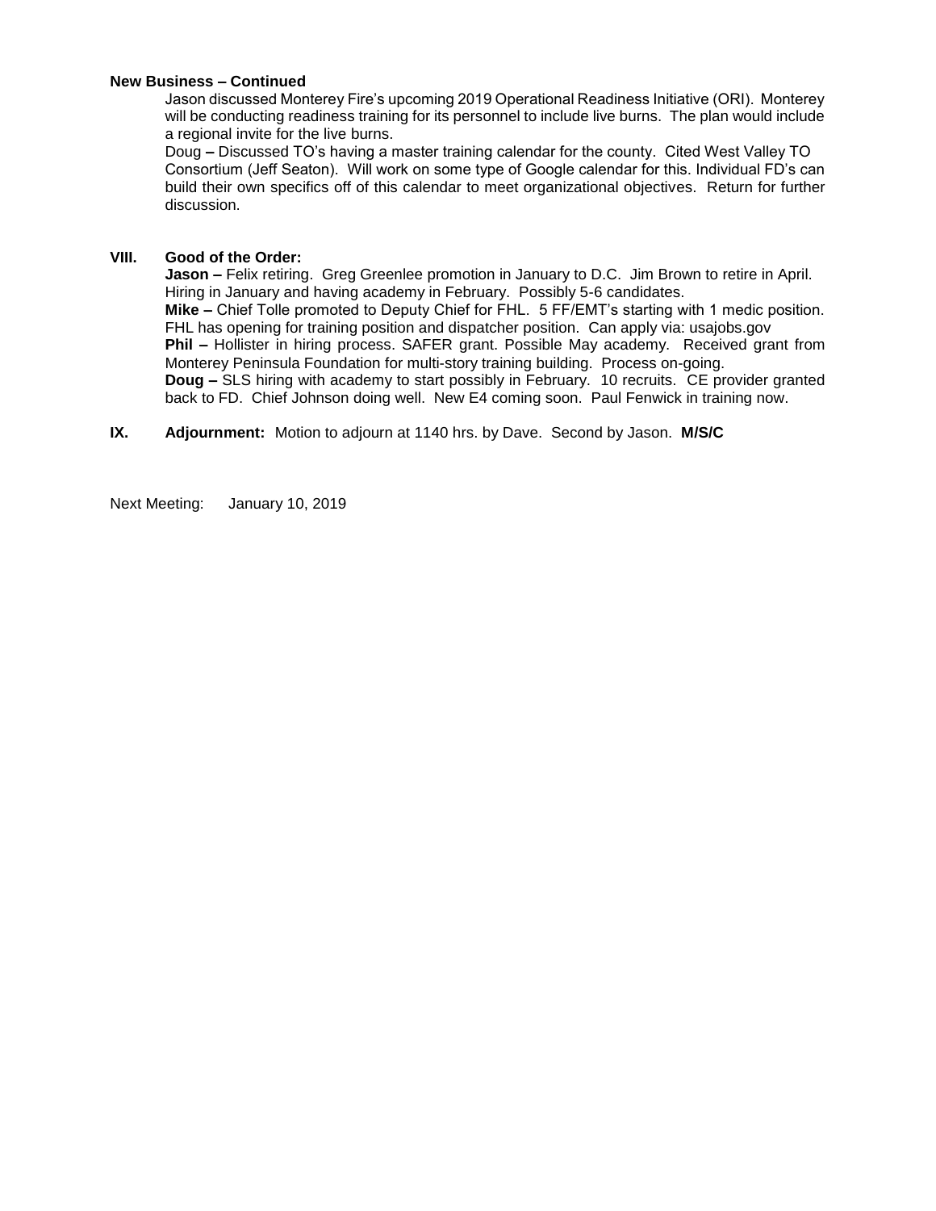**New Business – Continued**

Jason discussed Monterey Fire's upcoming 2019 Operational Readiness Initiative (ORI). Monterey will be conducting readiness training for its personnel to include live burns. The plan would include a regional invite for the live burns.

Doug **–** Discussed TO's having a master training calendar for the county. Cited West Valley TO Consortium (Jeff Seaton). Will work on some type of Google calendar for this. Individual FD's can build their own specifics off of this calendar to meet organizational objectives. Return for further discussion.

**VIII. Good of the Order:**

**Jason –** Felix retiring. Greg Greenlee promotion in January to D.C. Jim Brown to retire in April. Hiring in January and having academy in February. Possibly 5-6 candidates.

**Mike –** Chief Tolle promoted to Deputy Chief for FHL. 5 FF/EMT's starting with 1 medic position. FHL has opening for training position and dispatcher position. Can apply via: usajobs.gov

**Phil –** Hollister in hiring process. SAFER grant. Possible May academy. Received grant from Monterey Peninsula Foundation for multi-story training building. Process on-going.

**Doug –** SLS hiring with academy to start possibly in February. 10 recruits. CE provider granted back to FD. Chief Johnson doing well. New E4 coming soon. Paul Fenwick in training now.

**IX. Adjournment:** Motion to adjourn at 1140 hrs. by Dave. Second by Jason. **M/S/C**

Next Meeting: January 10, 2019